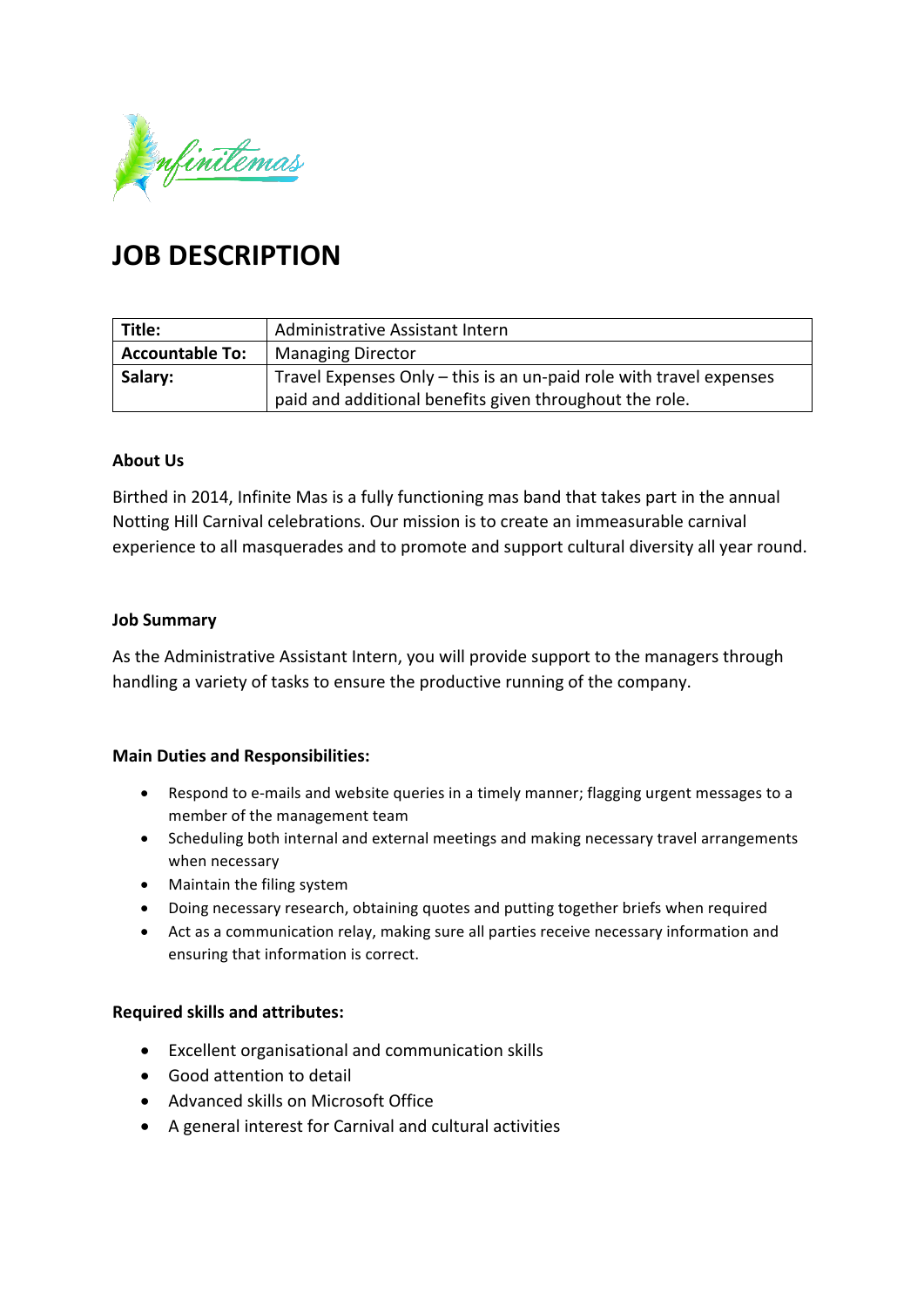# JOB DESCRIPTION

| Title: | Administrative Assistant Intern |
|---|---|
| Accountable To: | Managing Director |
| Salary: | Travel Expenses Only – this is an un-paid role with travel expenses paid and additional benefits given throughout the role. |

**About Us**

Birthed in 2014, Infinite Mas is a fully functioning mas band that takes part in the annual Notting Hill Carnival celebrations. Our mission is to create an immeasurable carnival experience to all masquerades and to promote and support cultural diversity all year round.

**Job Summary**

As the Administrative Assistant Intern, you will provide support to the managers through handling a variety of tasks to ensure the productive running of the company.

**Main Duties and Responsibilities:**

- Respond to e-mails and website queries in a timely manner; flagging urgent messages to a member of the management team
- Scheduling both internal and external meetings and making necessary travel arrangements when necessary
- Maintain the filing system
- Doing necessary research, obtaining quotes and putting together briefs when required
- Act as a communication relay, making sure all parties receive necessary information and ensuring that information is correct.

**Required skills and attributes:**

- Excellent organisational and communication skills
- Good attention to detail
- Advanced skills on Microsoft Office
- A general interest for Carnival and cultural activities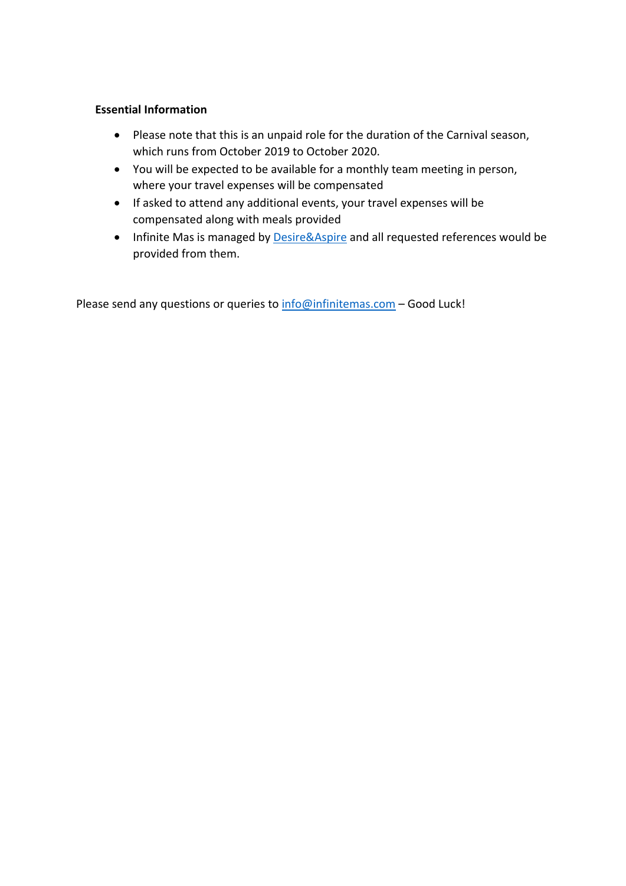**Essential Information**

- Please note that this is an unpaid role for the duration of the Carnival season, which runs from October 2019 to October 2020.
- You will be expected to be available for a monthly team meeting in person, where your travel expenses will be compensated
- If asked to attend any additional events, your travel expenses will be compensated along with meals provided
- Infinite Mas is managed by Desire&Aspire and all requested references would be provided from them.

Please send any questions or queries to info@infinitemas.com – Good Luck!